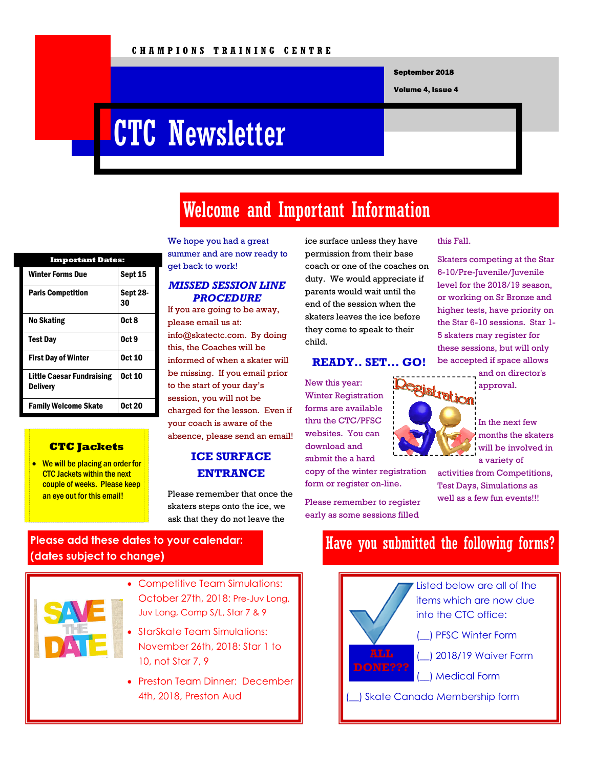CHAMPIONS TRAINING CENTRE

September 2018

Volume 4, Issue 4

# CTC Newsletter

## Welcome and Important Information

| Important Dates: | |
|---|---|
| Winter Forms Due | Sept 15 |
| Paris Competition | Sept 28-30 |
| No Skating | Oct 8 |
| Test Day | Oct 9 |
| First Day of Winter | Oct 10 |
| Little Caesar Fundraising Delivery | Oct 10 |
| Family Welcome Skate | Oct 20 |

### CTC Jackets

- We will be placing an order for CTC Jackets within the next couple of weeks. Please keep an eye out for this email!

We hope you had a great summer and are now ready to get back to work!

### *MISSED SESSION LINE PROCEDURE*

If you are going to be away, please email us at: info@skatectc.com. By doing this, the Coaches will be informed of when a skater will be missing. If you email prior to the start of your day's session, you will not be charged for the lesson. Even if your coach is aware of the absence, please send an email!

### ICE SURFACE ENTRANCE

Please remember that once the skaters steps onto the ice, we ask that they do not leave the ice surface unless they have permission from their base coach or one of the coaches on duty. We would appreciate if parents would wait until the end of the session when the skaters leaves the ice before they come to speak to their child.

### READY.. SET… GO!

New this year: Winter Registration forms are available thru the CTC/PFSC websites. You can download and submit the a hard copy of the winter registration form or register on-line.

Please remember to register early as some sessions filled this Fall.

Skaters competing at the Star 6-10/Pre-Juvenile/Juvenile level for the 2018/19 season, or working on Sr Bronze and higher tests, have priority on the Star 6-10 sessions. Star 1-5 skaters may register for these sessions, but will only be accepted if space allows and on director's approval.

In the next few months the skaters will be involved in a variety of activities from Competitions, Test Days, Simulations as well as a few fun events!!!

## Please add these dates to your calendar: (dates subject to change)

- Competitive Team Simulations: October 27th, 2018: Pre-Juv Long, Juv Long, Comp S/L, Star 7 & 9
- StarSkate Team Simulations: November 26th, 2018: Star 1 to 10, not Star 7, 9
- Preston Team Dinner: December 4th, 2018, Preston Aud

## Have you submitted the following forms?

ALL DONE???

Listed below are all of the items which are now due into the CTC office:

(__) PFSC Winter Form

(__) 2018/19 Waiver Form

(__) Medical Form

(__) Skate Canada Membership form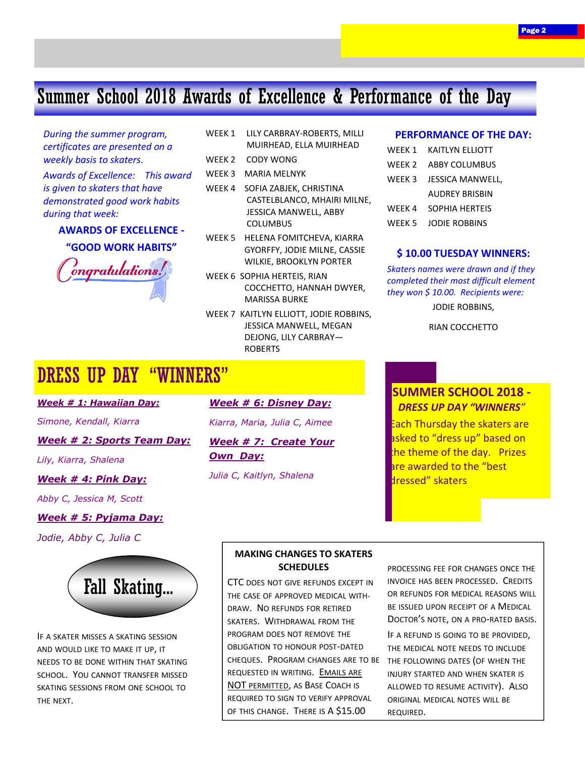# Summer School 2018 Awards of Excellence & Performance of the Day

*During the summer program, certificates are presented on a weekly basis to skaters.*

*Awards of Excellence: This award is given to skaters that have demonstrated good work habits during that week:*

**AWARDS OF EXCELLENCE - "GOOD WORK HABITS"**

Congratulations!

| | |
|---|---|
| WEEK 1 | LILY CARBRAY-ROBERTS, MILLI MUIRHEAD, ELLA MUIRHEAD |
| WEEK 2 | CODY WONG |
| WEEK 3 | MARIA MELNYK |
| WEEK 4 | SOFIA ZABJEK, CHRISTINA CASTELBLANCO, MHAIRI MILNE, JESSICA MANWELL, ABBY COLUMBUS |
| WEEK 5 | HELENA FOMITCHEVA, KIARRA GYORFFY, JODIE MILNE, CASSIE WILKIE, BROOKLYN PORTER |
| WEEK 6 | SOPHIA HERTEIS, RIAN COCCHETTO, HANNAH DWYER, MARISSA BURKE |
| WEEK 7 | KAITLYN ELLIOTT, JODIE ROBBINS, JESSICA MANWELL, MEGAN DEJONG, LILY CARBRAY—ROBERTS |

**PERFORMANCE OF THE DAY:**

| | |
|---|---|
| WEEK 1 | KAITLYN ELLIOTT |
| WEEK 2 | ABBY COLUMBUS |
| WEEK 3 | JESSICA MANWELL, AUDREY BRISBIN |
| WEEK 4 | SOPHIA HERTEIS |
| WEEK 5 | JODIE ROBBINS |

**$ 10.00 TUESDAY WINNERS:**

*Skaters names were drawn and if they completed their most difficult element they won $ 10.00. Recipients were:*

JODIE ROBBINS,

RIAN COCCHETTO

## DRESS UP DAY "WINNERS"

***Week # 1: Hawaiian Day:***

*Simone, Kendall, Kiarra*

***Week # 2: Sports Team Day:***

*Lily, Kiarra, Shalena*

***Week # 4: Pink Day:***

*Abby C, Jessica M, Scott*

***Week # 5: Pyjama Day:***

*Jodie, Abby C, Julia C*

***Week # 6: Disney Day:***

*Kiarra, Maria, Julia C, Aimee*

***Week # 7: Create Your Own Day:***

*Julia C, Kaitlyn, Shalena*

**SUMMER SCHOOL 2018 -**
***DRESS UP DAY "WINNERS"***

Each Thursday the skaters are asked to "dress up" based on the theme of the day. Prizes are awarded to the "best dressed" skaters

## Fall Skating...

If a skater misses a skating session and would like to make it up, it needs to be done within that skating school. You cannot transfer missed skating sessions from one school to the next.

**MAKING CHANGES TO SKATERS SCHEDULES**

CTC does not give refunds except in the case of approved medical withdraw. No refunds for retired skaters. Withdrawal from the program does not remove the obligation to honour post-dated cheques. Program changes are to be requested in writing. Emails are NOT permitted, as Base Coach is required to sign to verify approval of this change. There is a $15.00 processing fee for changes once the invoice has been processed. Credits or refunds for medical reasons will be issued upon receipt of a Medical Doctor's note, on a pro-rated basis.

If a refund is going to be provided, the medical note needs to include the following dates (of when the injury started and when skater is allowed to resume activity). Also original medical notes will be required.